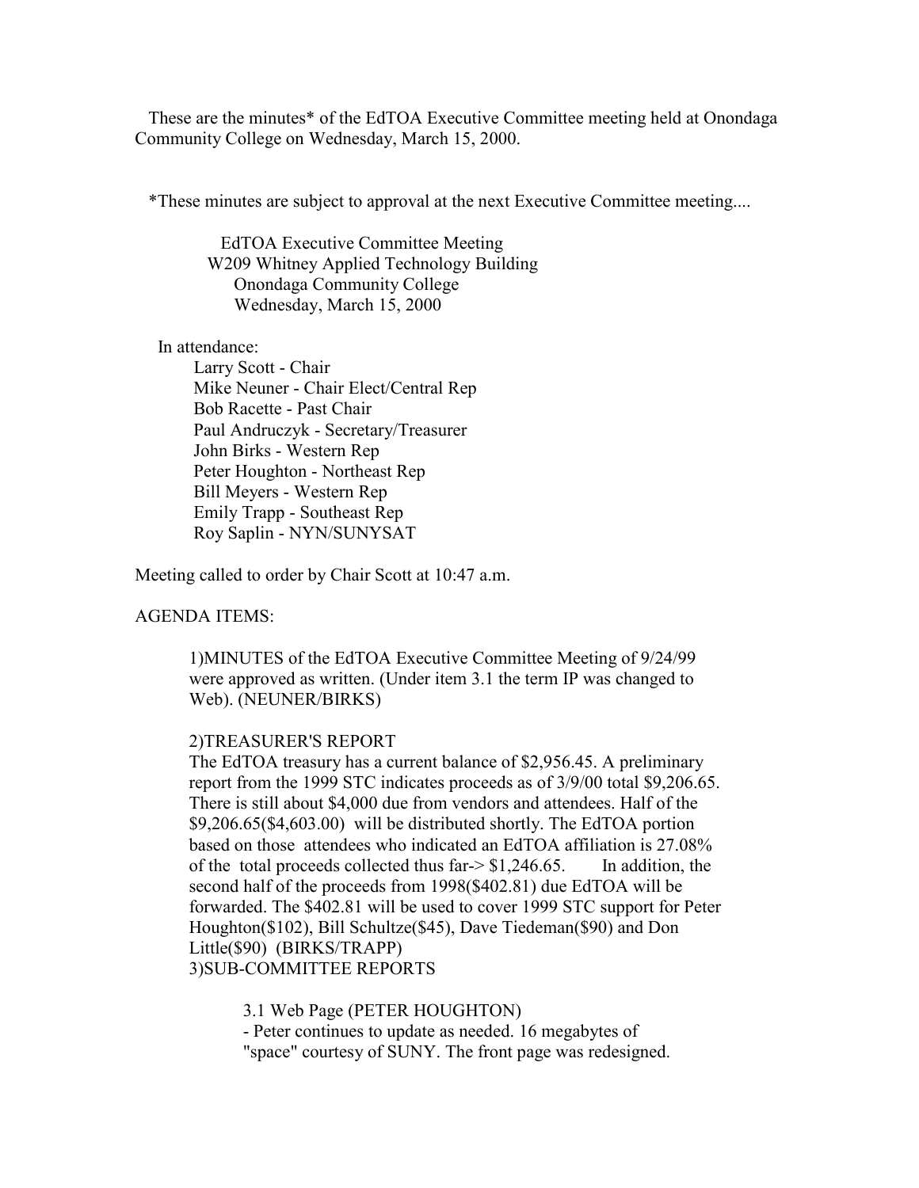These are the minutes* of the EdTOA Executive Committee meeting held at Onondaga Community College on Wednesday, March 15, 2000.

*These minutes are subject to approval at the next Executive Committee meeting....

EdTOA Executive Committee Meeting
W209 Whitney Applied Technology Building
Onondaga Community College
Wednesday, March 15, 2000

In attendance:

- Larry Scott - Chair
- Mike Neuner - Chair Elect/Central Rep
- Bob Racette - Past Chair
- Paul Andruczyk - Secretary/Treasurer
- John Birks - Western Rep
- Peter Houghton - Northeast Rep
- Bill Meyers - Western Rep
- Emily Trapp - Southeast Rep
- Roy Saplin - NYN/SUNYSAT

Meeting called to order by Chair Scott at 10:47 a.m.

AGENDA ITEMS:

1)MINUTES of the EdTOA Executive Committee Meeting of 9/24/99 were approved as written. (Under item 3.1 the term IP was changed to Web). (NEUNER/BIRKS)

2)TREASURER'S REPORT
The EdTOA treasury has a current balance of $2,956.45. A preliminary report from the 1999 STC indicates proceeds as of 3/9/00 total $9,206.65. There is still about $4,000 due from vendors and attendees. Half of the $9,206.65($4,603.00) will be distributed shortly. The EdTOA portion based on those attendees who indicated an EdTOA affiliation is 27.08% of the total proceeds collected thus far-> $1,246.65. In addition, the second half of the proceeds from 1998($402.81) due EdTOA will be forwarded. The $402.81 will be used to cover 1999 STC support for Peter Houghton($102), Bill Schultze($45), Dave Tiedeman($90) and Don Little($90) (BIRKS/TRAPP)

3)SUB-COMMITTEE REPORTS

3.1 Web Page (PETER HOUGHTON)
- Peter continues to update as needed. 16 megabytes of "space" courtesy of SUNY. The front page was redesigned.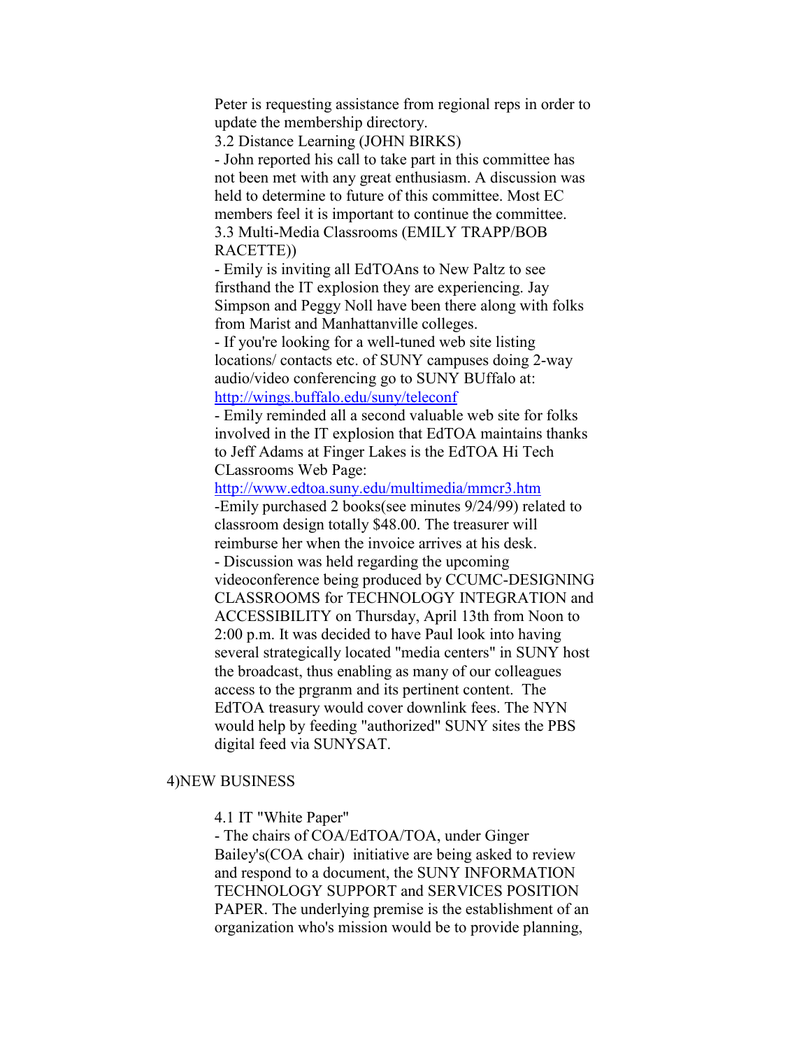Peter is requesting assistance from regional reps in order to update the membership directory.

3.2 Distance Learning (JOHN BIRKS)

- John reported his call to take part in this committee has not been met with any great enthusiasm. A discussion was held to determine to future of this committee. Most EC members feel it is important to continue the committee.

3.3 Multi-Media Classrooms (EMILY TRAPP/BOB RACETTE))

- Emily is inviting all EdTOAns to New Paltz to see firsthand the IT explosion they are experiencing. Jay Simpson and Peggy Noll have been there along with folks from Marist and Manhattanville colleges.
- If you're looking for a well-tuned web site listing locations/ contacts etc. of SUNY campuses doing 2-way audio/video conferencing go to SUNY BUffalo at: http://wings.buffalo.edu/suny/teleconf
- Emily reminded all a second valuable web site for folks involved in the IT explosion that EdTOA maintains thanks to Jeff Adams at Finger Lakes is the EdTOA Hi Tech CLassrooms Web Page: http://www.edtoa.suny.edu/multimedia/mmcr3.htm
-Emily purchased 2 books(see minutes 9/24/99) related to classroom design totally $48.00. The treasurer will reimburse her when the invoice arrives at his desk.
- Discussion was held regarding the upcoming videoconference being produced by CCUMC-DESIGNING CLASSROOMS for TECHNOLOGY INTEGRATION and ACCESSIBILITY on Thursday, April 13th from Noon to 2:00 p.m. It was decided to have Paul look into having several strategically located "media centers" in SUNY host the broadcast, thus enabling as many of our colleagues access to the prgranm and its pertinent content. The EdTOA treasury would cover downlink fees. The NYN would help by feeding "authorized" SUNY sites the PBS digital feed via SUNYSAT.

4)NEW BUSINESS

4.1 IT "White Paper"

- The chairs of COA/EdTOA/TOA, under Ginger Bailey's(COA chair) initiative are being asked to review and respond to a document, the SUNY INFORMATION TECHNOLOGY SUPPORT and SERVICES POSITION PAPER. The underlying premise is the establishment of an organization who's mission would be to provide planning,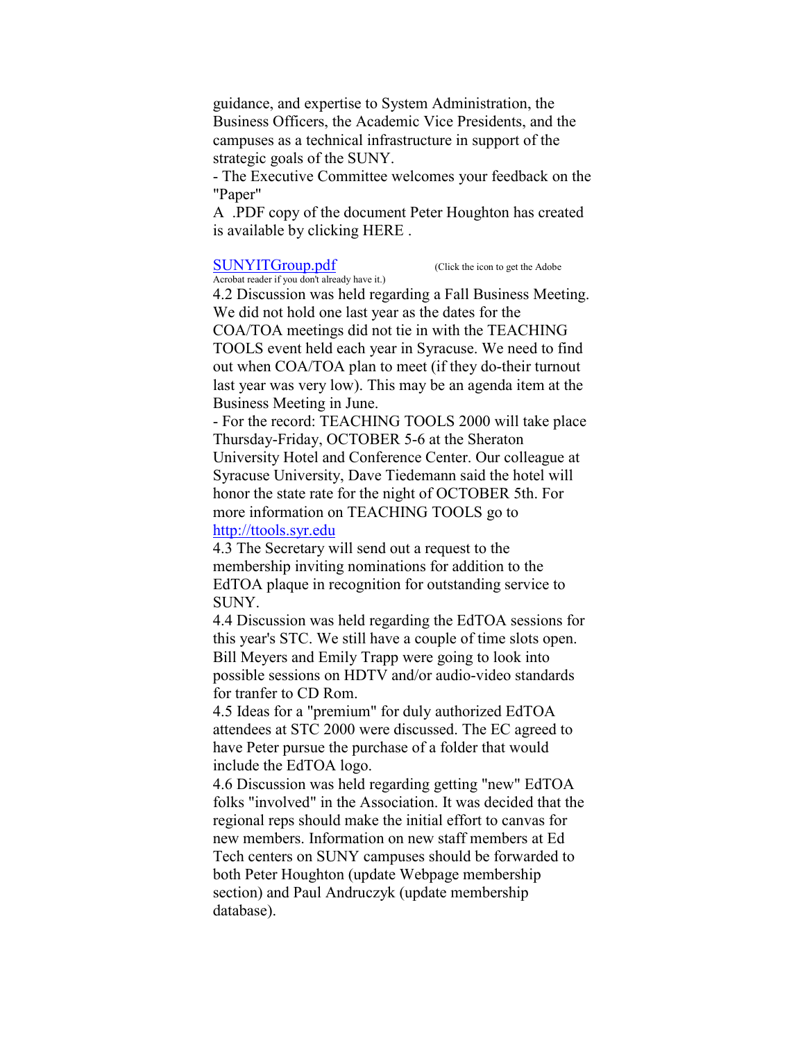guidance, and expertise to System Administration, the Business Officers, the Academic Vice Presidents, and the campuses as a technical infrastructure in support of the strategic goals of the SUNY.

- The Executive Committee welcomes your feedback on the "Paper"

A .PDF copy of the document Peter Houghton has created is available by clicking HERE .

[SUNYITGroup.pdf](SUNYITGroup.pdf) (Click the icon to get the Adobe Acrobat reader if you don't already have it.)

4.2 Discussion was held regarding a Fall Business Meeting. We did not hold one last year as the dates for the COA/TOA meetings did not tie in with the TEACHING TOOLS event held each year in Syracuse. We need to find out when COA/TOA plan to meet (if they do-their turnout last year was very low). This may be an agenda item at the Business Meeting in June.

- For the record: TEACHING TOOLS 2000 will take place Thursday-Friday, OCTOBER 5-6 at the Sheraton University Hotel and Conference Center. Our colleague at Syracuse University, Dave Tiedemann said the hotel will honor the state rate for the night of OCTOBER 5th. For more information on TEACHING TOOLS go to [http://ttools.syr.edu](http://ttools.syr.edu)

4.3 The Secretary will send out a request to the membership inviting nominations for addition to the EdTOA plaque in recognition for outstanding service to SUNY.

4.4 Discussion was held regarding the EdTOA sessions for this year's STC. We still have a couple of time slots open. Bill Meyers and Emily Trapp were going to look into possible sessions on HDTV and/or audio-video standards for tranfer to CD Rom.

4.5 Ideas for a "premium" for duly authorized EdTOA attendees at STC 2000 were discussed. The EC agreed to have Peter pursue the purchase of a folder that would include the EdTOA logo.

4.6 Discussion was held regarding getting "new" EdTOA folks "involved" in the Association. It was decided that the regional reps should make the initial effort to canvas for new members. Information on new staff members at Ed Tech centers on SUNY campuses should be forwarded to both Peter Houghton (update Webpage membership section) and Paul Andruczyk (update membership database).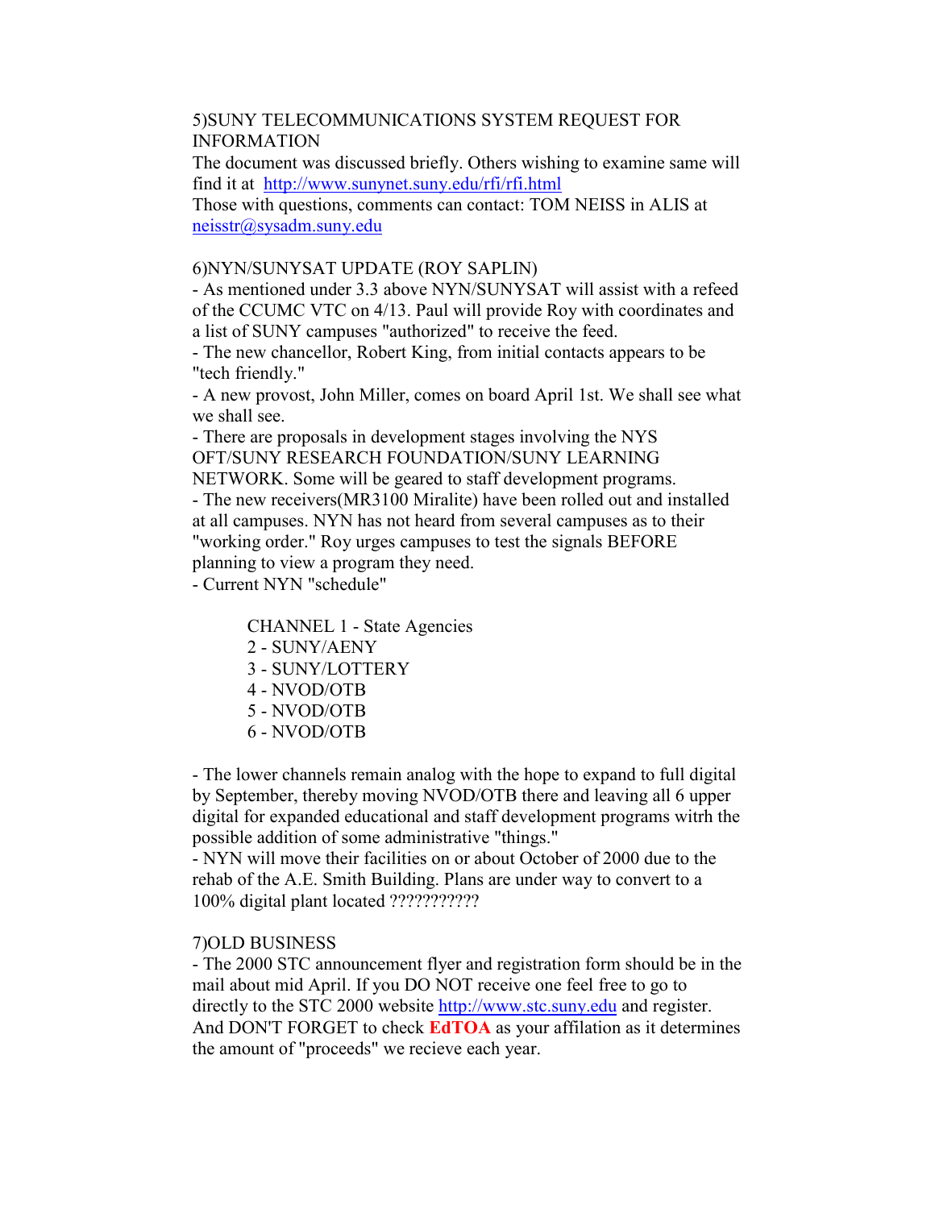5)SUNY TELECOMMUNICATIONS SYSTEM REQUEST FOR INFORMATION

The document was discussed briefly. Others wishing to examine same will find it at http://www.sunynet.suny.edu/rfi/rfi.html

Those with questions, comments can contact: TOM NEISS in ALIS at neisstr@sysadm.suny.edu

6)NYN/SUNYSAT UPDATE (ROY SAPLIN)

- As mentioned under 3.3 above NYN/SUNYSAT will assist with a refeed of the CCUMC VTC on 4/13. Paul will provide Roy with coordinates and a list of SUNY campuses "authorized" to receive the feed.
- The new chancellor, Robert King, from initial contacts appears to be "tech friendly."
- A new provost, John Miller, comes on board April 1st. We shall see what we shall see.
- There are proposals in development stages involving the NYS OFT/SUNY RESEARCH FOUNDATION/SUNY LEARNING NETWORK. Some will be geared to staff development programs.
- The new receivers(MR3100 Miralite) have been rolled out and installed at all campuses. NYN has not heard from several campuses as to their "working order." Roy urges campuses to test the signals BEFORE planning to view a program they need.
- Current NYN "schedule"

    CHANNEL 1 - State Agencies
    2 - SUNY/AENY
    3 - SUNY/LOTTERY
    4 - NVOD/OTB
    5 - NVOD/OTB
    6 - NVOD/OTB

- The lower channels remain analog with the hope to expand to full digital by September, thereby moving NVOD/OTB there and leaving all 6 upper digital for expanded educational and staff development programs witrh the possible addition of some administrative "things."
- NYN will move their facilities on or about October of 2000 due to the rehab of the A.E. Smith Building. Plans are under way to convert to a 100% digital plant located ???????????

7)OLD BUSINESS

- The 2000 STC announcement flyer and registration form should be in the mail about mid April. If you DO NOT receive one feel free to go to directly to the STC 2000 website http://www.stc.suny.edu and register. And DON'T FORGET to check **EdTOA** as your affilation as it determines the amount of "proceeds" we recieve each year.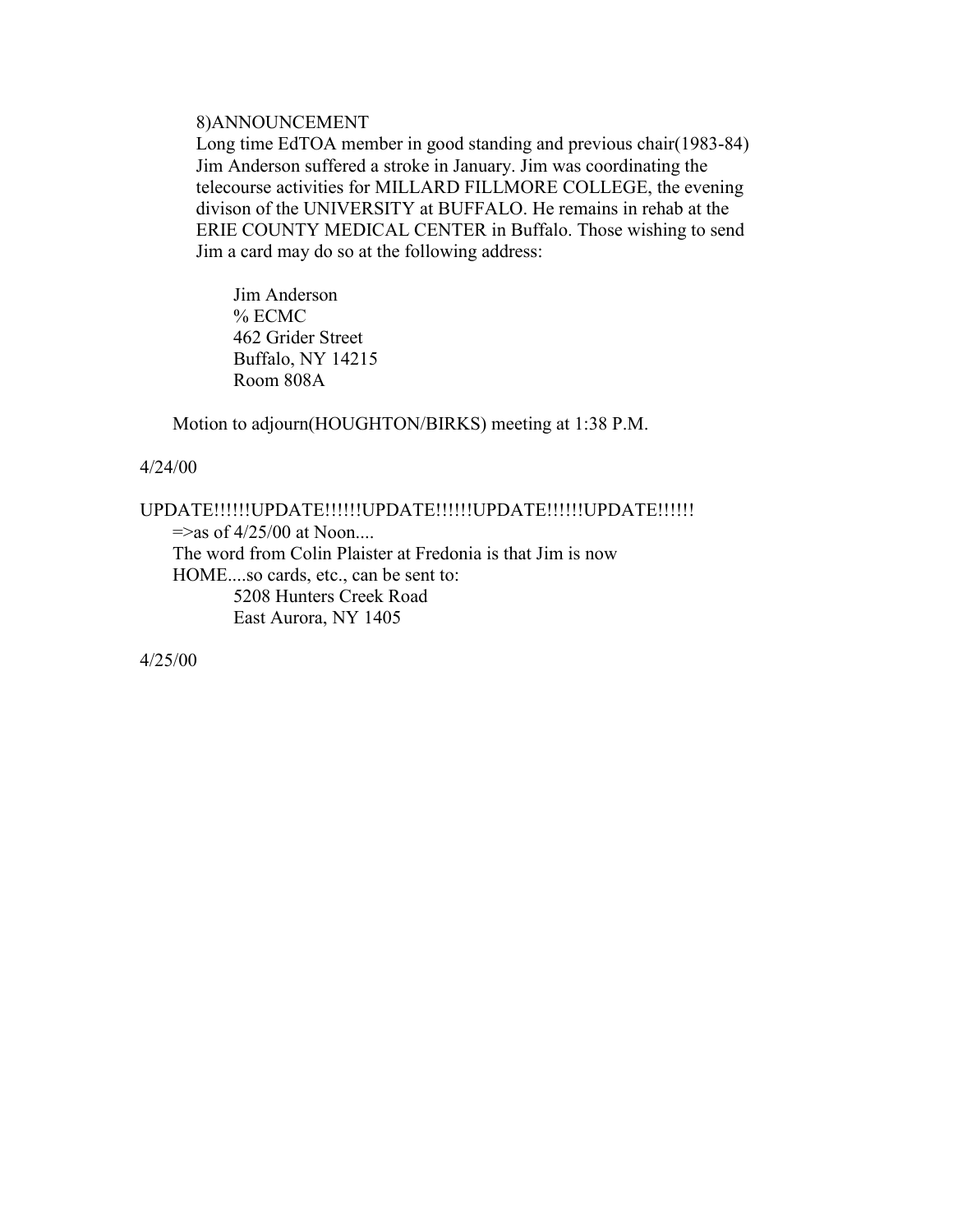8)ANNOUNCEMENT

Long time EdTOA member in good standing and previous chair(1983-84) Jim Anderson suffered a stroke in January. Jim was coordinating the telecourse activities for MILLARD FILLMORE COLLEGE, the evening divison of the UNIVERSITY at BUFFALO. He remains in rehab at the ERIE COUNTY MEDICAL CENTER in Buffalo. Those wishing to send Jim a card may do so at the following address:

Jim Anderson
% ECMC
462 Grider Street
Buffalo, NY 14215
Room 808A

Motion to adjourn(HOUGHTON/BIRKS) meeting at 1:38 P.M.

4/24/00

UPDATE!!!!!!UPDATE!!!!!!UPDATE!!!!!!UPDATE!!!!!!UPDATE!!!!!!

=>as of 4/25/00 at Noon....
The word from Colin Plaister at Fredonia is that Jim is now HOME....so cards, etc., can be sent to:
5208 Hunters Creek Road
East Aurora, NY 1405

4/25/00